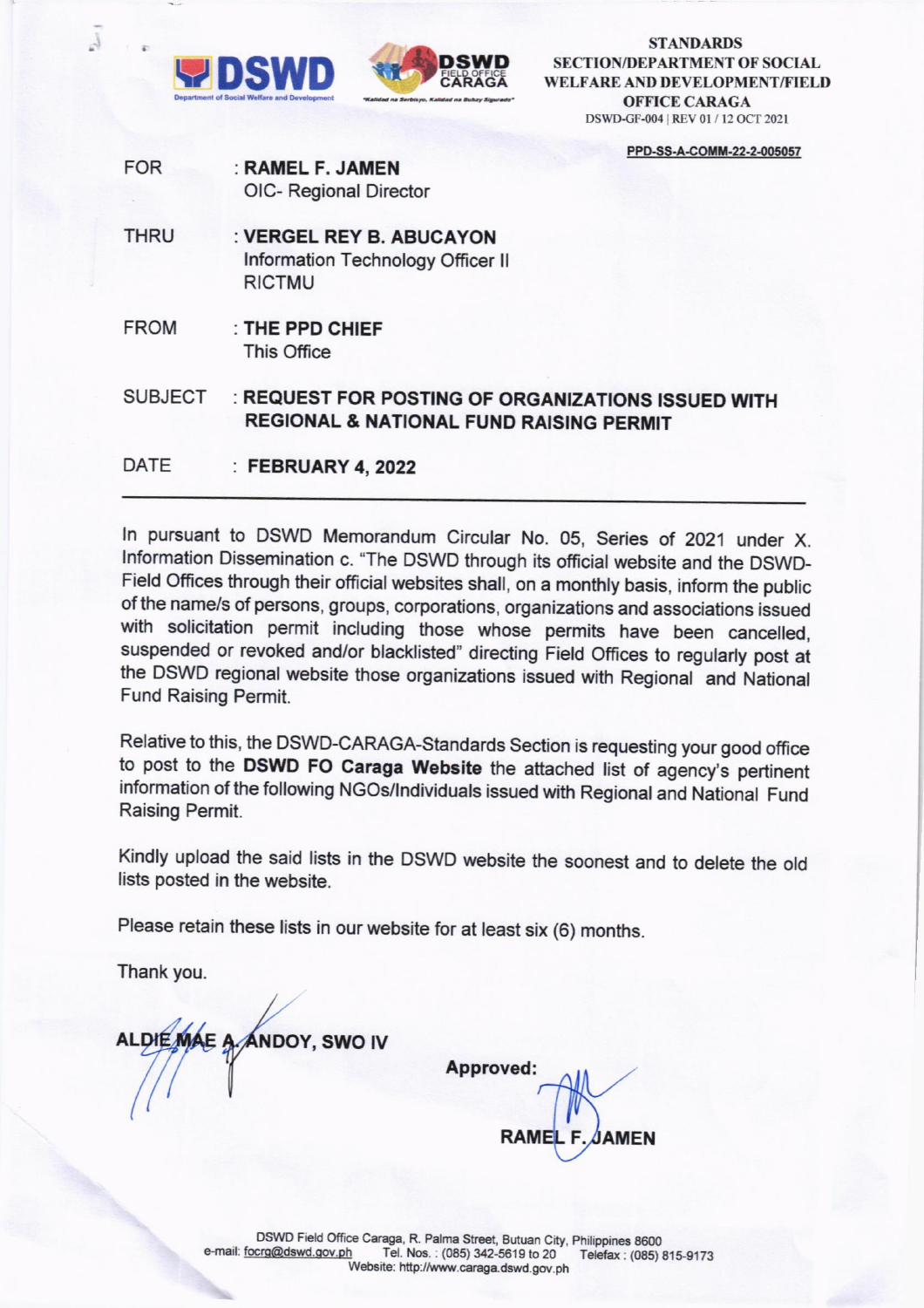STANDARDS SECTION/DEPARTMENT OF SOCIAL WELFARE AND DEVELOPMENT/FIELD OFFICE CARAGA
DSWD-GF-004 | REV 01 / 12 OCT 2021

PPD-SS-A-COMM-22-2-005057

| | |
|---|---|
| FOR | : **RAMEL F. JAMEN**<br>OIC- Regional Director |
| THRU | : **VERGEL REY B. ABUCAYON**<br>Information Technology Officer II<br>RICTMU |
| FROM | : **THE PPD CHIEF**<br>This Office |
| SUBJECT | : **REQUEST FOR POSTING OF ORGANIZATIONS ISSUED WITH REGIONAL & NATIONAL FUND RAISING PERMIT** |
| DATE | : **FEBRUARY 4, 2022** |

---

In pursuant to DSWD Memorandum Circular No. 05, Series of 2021 under X. Information Dissemination c. "The DSWD through its official website and the DSWD-Field Offices through their official websites shall, on a monthly basis, inform the public of the name/s of persons, groups, corporations, organizations and associations issued with solicitation permit including those whose permits have been cancelled, suspended or revoked and/or blacklisted" directing Field Offices to regularly post at the DSWD regional website those organizations issued with Regional and National Fund Raising Permit.

Relative to this, the DSWD-CARAGA-Standards Section is requesting your good office to post to the **DSWD FO Caraga Website** the attached list of agency's pertinent information of the following NGOs/Individuals issued with Regional and National Fund Raising Permit.

Kindly upload the said lists in the DSWD website the soonest and to delete the old lists posted in the website.

Please retain these lists in our website for at least six (6) months.

Thank you.

**ALDIE MAE A. ANDOY, SWO IV**

**Approved:**

**RAMEL F. JAMEN**

DSWD Field Office Caraga, R. Palma Street, Butuan City, Philippines 8600
e-mail: focrg@dswd.gov.ph Tel. Nos. : (085) 342-5619 to 20 Telefax : (085) 815-9173
Website: http://www.caraga.dswd.gov.ph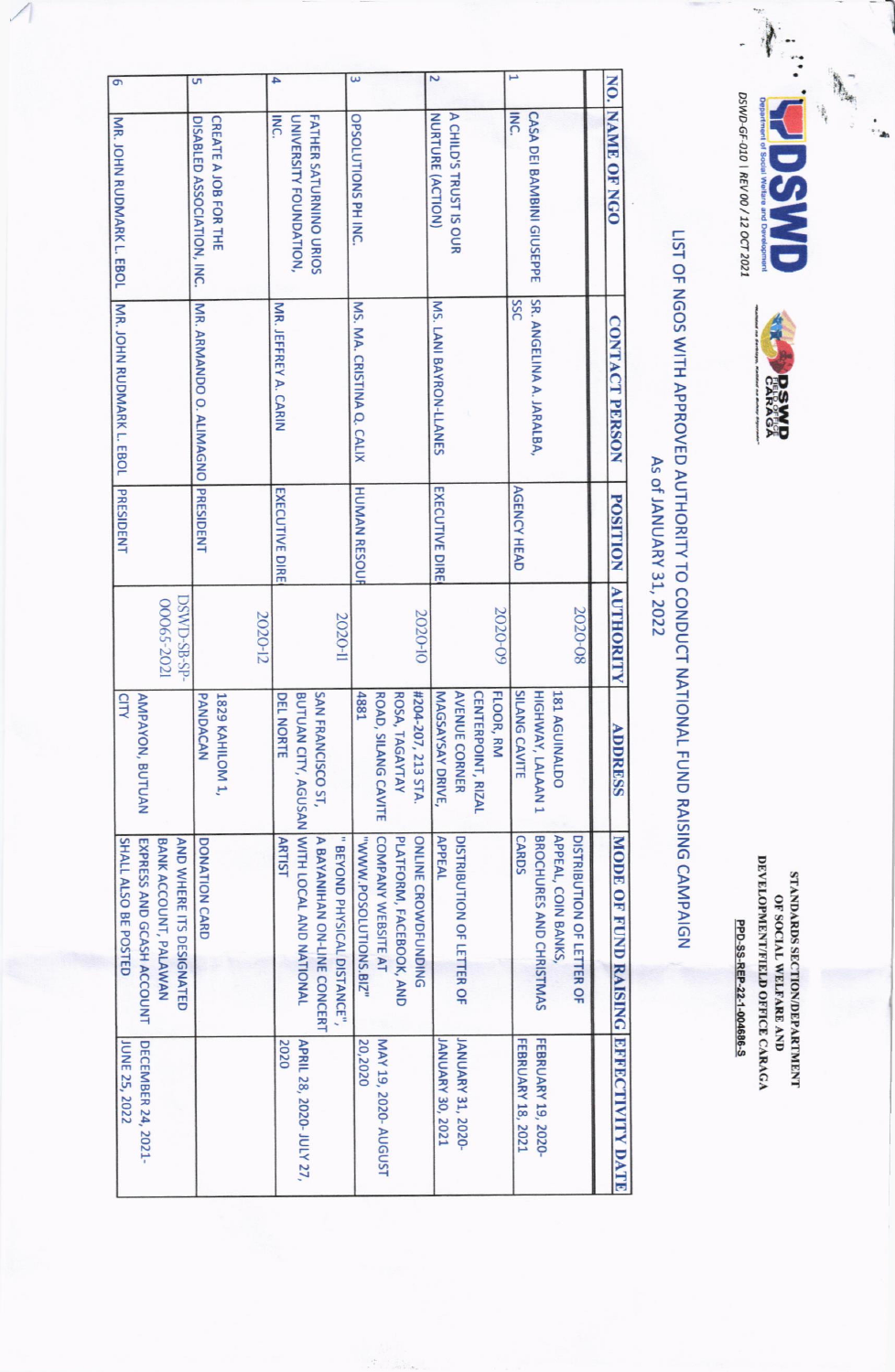DSWD Department of Social Welfare and Development

DSWD FIELD OFFICE CARAGA

DSWD-GF-010 | REV 00 | 12 OCT 2021

STANDARDS SECTION/DEPARTMENT OF SOCIAL WELFARE AND DEVELOPMENT/FIELD OFFICE CARAGA

PPD-SS-REP-22-1-004686-S

# LIST OF NGOS WITH APPROVED AUTHORITY TO CONDUCT NATIONAL FUND RAISING CAMPAIGN

As of JANUARY 31, 2022

| NO. | NAME OF NGO | CONTACT PERSON | POSITION | AUTHORITY | ADDRESS | MODE OF FUND RAISING | EFFECTIVITY DATE |
|---|---|---|---|---|---|---|---|
| 1 | CASA DEI BAMBINI GIUSEPPE INC. | SR. ANGELINA A. JARALBA, SSC | AGENCY HEAD | 2020-08 | 181 AGUINALDO HIGHWAY, LALAAN 1 SILANG CAVITE | DISTRIBUTION OF LETTER OF APPEAL, COIN BANKS, BROCHURES AND CHRISTMAS CARDS | FEBRUARY 19, 2020-FEBRUARY 18, 2021 |
| 2 | A CHILD'S TRUST IS OUR NURTURE (ACTION) | MS. LANI BAYRON-LLANES | EXECUTIVE DIRE | 2020-09 | FLOOR, RM CENTERPOINT, RIZAL AVENUE CORNER MAGSAYSAY DRIVE, | DISTRIBUTION OF LETTER OF APPEAL | JANUARY 31, 2020-JANUARY 30, 2021 |
| 3 | OPSOLUTIONS PH INC. | MS. MA. CRISTINA Q. CALIX | HUMAN RESOUR | 2020-10 | #204-207, 213 STA. ROSA, TAGAYTAY ROAD, SILANG CAVITE 4881 | ONLINE CROWDFUNDING PLATFORM, FACEBOOK, AND COMPANY WEBSITE AT "WWW.POSOLUTIONS.BIZ" | MAY 19, 2020- AUGUST 20,2020 |
| | FATHER SATURNINO URIOS UNIVERSITY FOUNDATION, | | | 2020-11 | SAN FRANCISCO ST, BUTUAN CITY, AGUSAN | " BEYOND PHYSICAL DISTANCE", A BAYANIHAN ON-LINE CONCERT WITH LOCAL AND NATIONAL | APRIL 28, 2020- JULY 27, |
| 4 | INC. | MR. JEFFREY A. CARIN | EXECUTIVE DIRE | 2020-12 | DEL NORTE | ARTIST | 2020 |
| 5 | CREATE A JOB FOR THE DISABLED ASSOCIATION, INC. | MR. ARMANDO O. ALIMAGNO | PRESIDENT | DSWD-SB-SP-00065-2021 | 1829 KAHILOM 1, PANDACAN | DONATION CARD | |
| 6 | MR. JOHN RUDMARK L. EBOL | MR. JOHN RUDMARK L. EBOL | PRESIDENT | | AMPAYON, BUTUAN CITY | AND WHERE ITS DESIGNATED BANK ACCOUNT, PALAWAN EXPRESS AND GCASH ACCOUNT SHALL ALSO BE POSTED | DECEMBER 24, 2021-JUNE 25, 2022 |